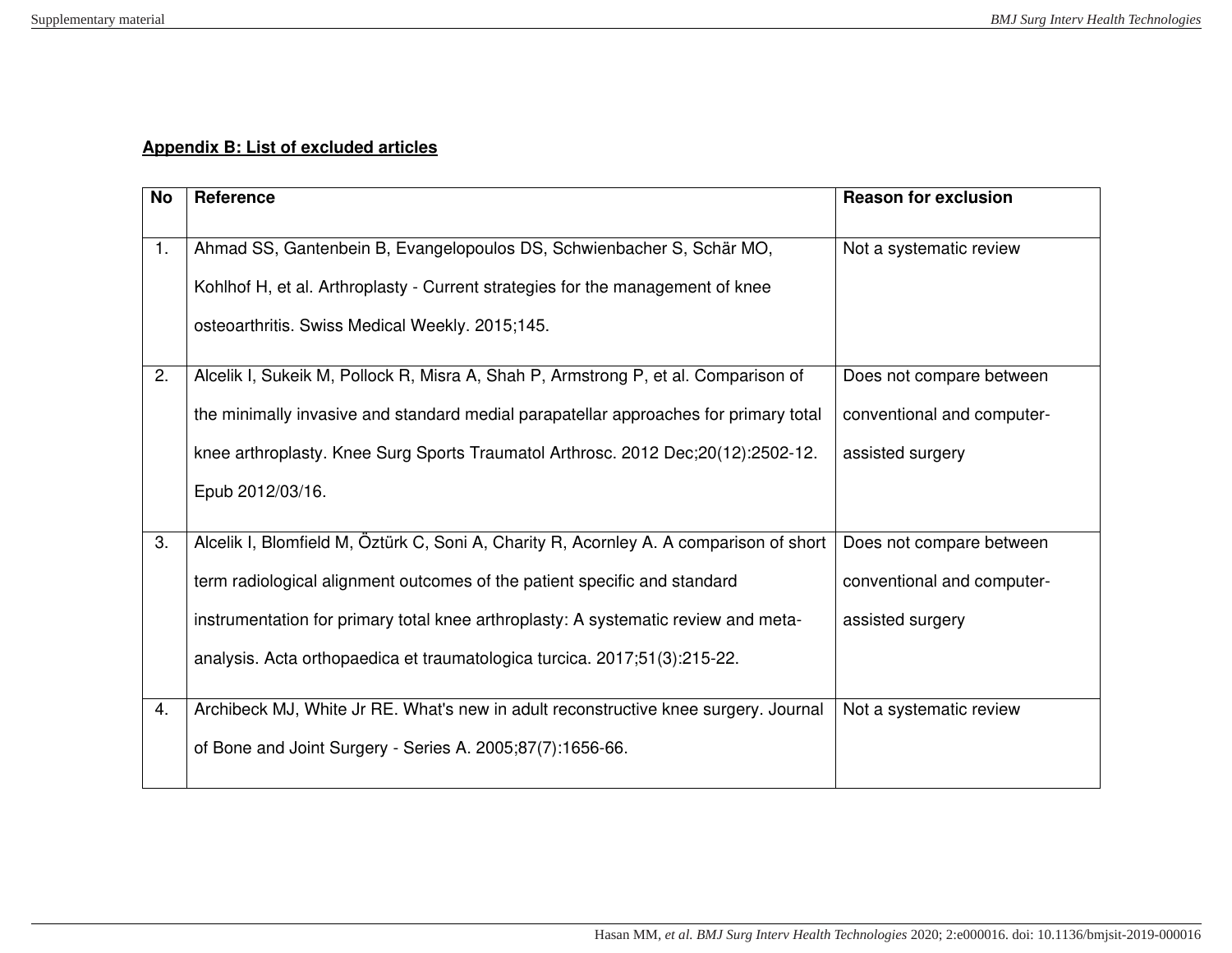**Appendix B: List of excluded articles**

| No | Reference | Reason for exclusion |
|---|---|---|
| 1. | Ahmad SS, Gantenbein B, Evangelopoulos DS, Schwienbacher S, Schär MO, Kohlhof H, et al. Arthroplasty - Current strategies for the management of knee osteoarthritis. Swiss Medical Weekly. 2015;145. | Not a systematic review |
| 2. | Alcelik I, Sukeik M, Pollock R, Misra A, Shah P, Armstrong P, et al. Comparison of the minimally invasive and standard medial parapatellar approaches for primary total knee arthroplasty. Knee Surg Sports Traumatol Arthrosc. 2012 Dec;20(12):2502-12. Epub 2012/03/16. | Does not compare between conventional and computer-assisted surgery |
| 3. | Alcelik I, Blomfield M, Öztürk C, Soni A, Charity R, Acornley A. A comparison of short term radiological alignment outcomes of the patient specific and standard instrumentation for primary total knee arthroplasty: A systematic review and meta-analysis. Acta orthopaedica et traumatologica turcica. 2017;51(3):215-22. | Does not compare between conventional and computer-assisted surgery |
| 4. | Archibeck MJ, White Jr RE. What's new in adult reconstructive knee surgery. Journal of Bone and Joint Surgery - Series A. 2005;87(7):1656-66. | Not a systematic review |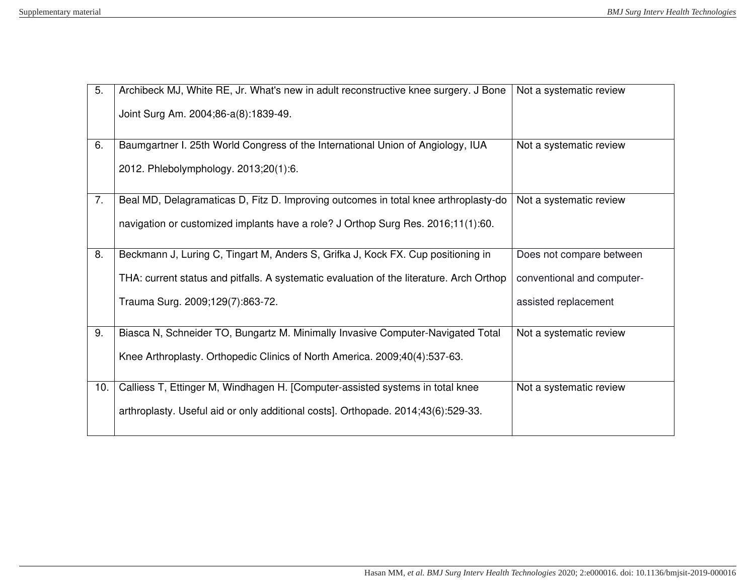| | | |
|---|---|---|
| 5. | Archibeck MJ, White RE, Jr. What's new in adult reconstructive knee surgery. J Bone Joint Surg Am. 2004;86-a(8):1839-49. | Not a systematic review |
| 6. | Baumgartner I. 25th World Congress of the International Union of Angiology, IUA 2012. Phlebolymphology. 2013;20(1):6. | Not a systematic review |
| 7. | Beal MD, Delagramaticas D, Fitz D. Improving outcomes in total knee arthroplasty-do navigation or customized implants have a role? J Orthop Surg Res. 2016;11(1):60. | Not a systematic review |
| 8. | Beckmann J, Luring C, Tingart M, Anders S, Grifka J, Kock FX. Cup positioning in THA: current status and pitfalls. A systematic evaluation of the literature. Arch Orthop Trauma Surg. 2009;129(7):863-72. | Does not compare between conventional and computer-assisted replacement |
| 9. | Biasca N, Schneider TO, Bungartz M. Minimally Invasive Computer-Navigated Total Knee Arthroplasty. Orthopedic Clinics of North America. 2009;40(4):537-63. | Not a systematic review |
| 10. | Calliess T, Ettinger M, Windhagen H. [Computer-assisted systems in total knee arthroplasty. Useful aid or only additional costs]. Orthopade. 2014;43(6):529-33. | Not a systematic review |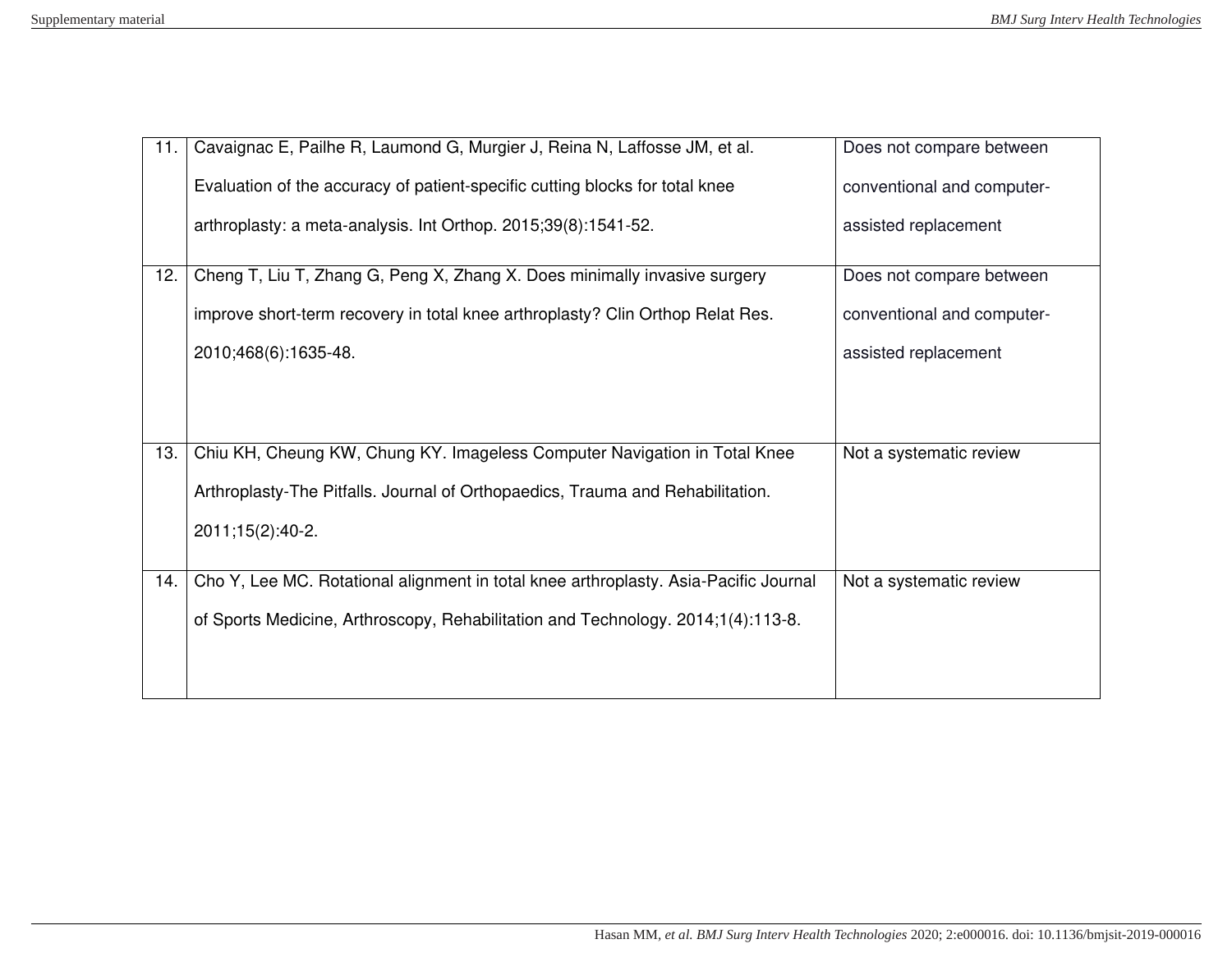| | | |
|---|---|---|
| 11. | Cavaignac E, Pailhe R, Laumond G, Murgier J, Reina N, Laffosse JM, et al. Evaluation of the accuracy of patient-specific cutting blocks for total knee arthroplasty: a meta-analysis. Int Orthop. 2015;39(8):1541-52. | Does not compare between conventional and computer-assisted replacement |
| 12. | Cheng T, Liu T, Zhang G, Peng X, Zhang X. Does minimally invasive surgery improve short-term recovery in total knee arthroplasty? Clin Orthop Relat Res. 2010;468(6):1635-48. | Does not compare between conventional and computer-assisted replacement |
| 13. | Chiu KH, Cheung KW, Chung KY. Imageless Computer Navigation in Total Knee Arthroplasty-The Pitfalls. Journal of Orthopaedics, Trauma and Rehabilitation. 2011;15(2):40-2. | Not a systematic review |
| 14. | Cho Y, Lee MC. Rotational alignment in total knee arthroplasty. Asia-Pacific Journal of Sports Medicine, Arthroscopy, Rehabilitation and Technology. 2014;1(4):113-8. | Not a systematic review |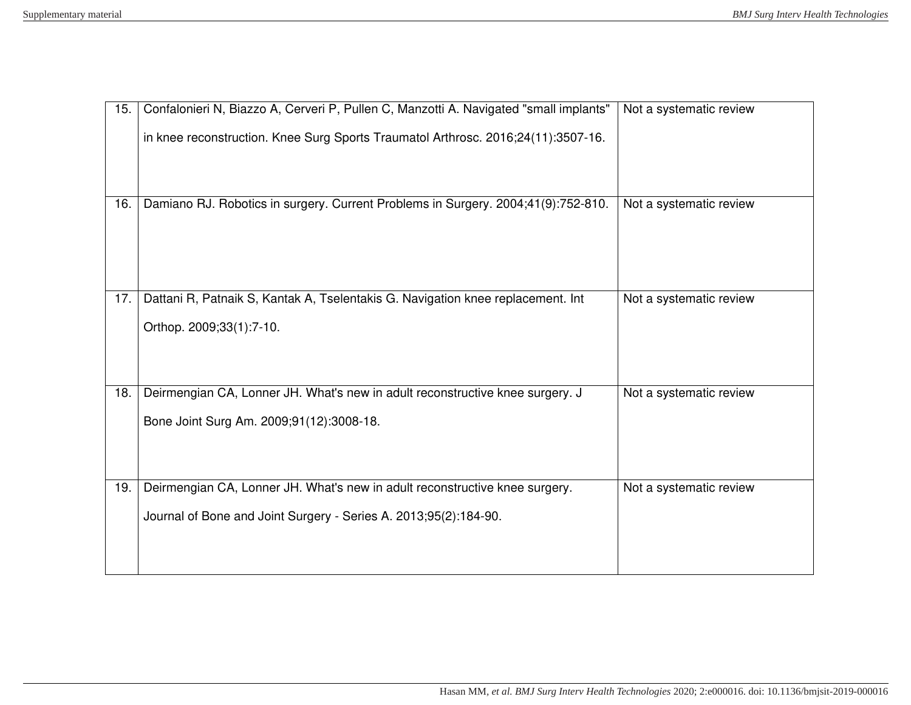| 15. | Confalonieri N, Biazzo A, Cerveri P, Pullen C, Manzotti A. Navigated "small implants" in knee reconstruction. Knee Surg Sports Traumatol Arthrosc. 2016;24(11):3507-16. | Not a systematic review |
|---|---|---|
| 16. | Damiano RJ. Robotics in surgery. Current Problems in Surgery. 2004;41(9):752-810. | Not a systematic review |
| 17. | Dattani R, Patnaik S, Kantak A, Tselentakis G. Navigation knee replacement. Int Orthop. 2009;33(1):7-10. | Not a systematic review |
| 18. | Deirmengian CA, Lonner JH. What's new in adult reconstructive knee surgery. J Bone Joint Surg Am. 2009;91(12):3008-18. | Not a systematic review |
| 19. | Deirmengian CA, Lonner JH. What's new in adult reconstructive knee surgery. Journal of Bone and Joint Surgery - Series A. 2013;95(2):184-90. | Not a systematic review |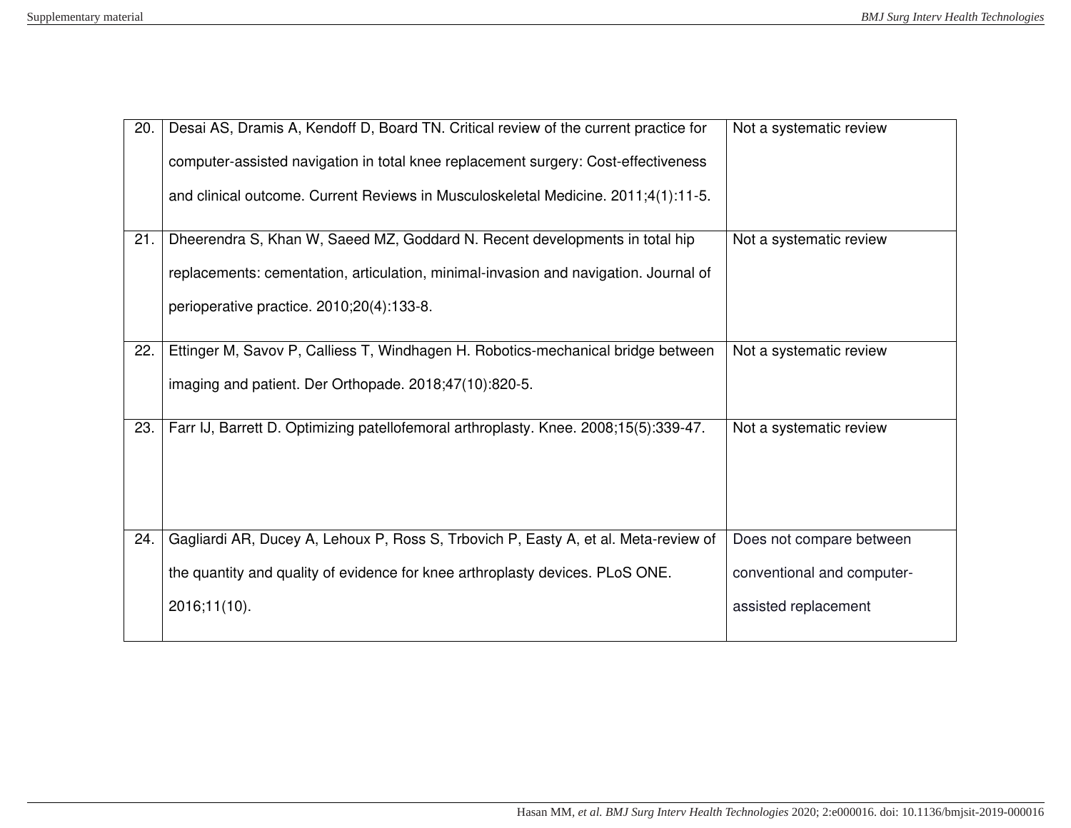| | | |
|---|---|---|
| 20. | Desai AS, Dramis A, Kendoff D, Board TN. Critical review of the current practice for computer-assisted navigation in total knee replacement surgery: Cost-effectiveness and clinical outcome. Current Reviews in Musculoskeletal Medicine. 2011;4(1):11-5. | Not a systematic review |
| 21. | Dheerendra S, Khan W, Saeed MZ, Goddard N. Recent developments in total hip replacements: cementation, articulation, minimal-invasion and navigation. Journal of perioperative practice. 2010;20(4):133-8. | Not a systematic review |
| 22. | Ettinger M, Savov P, Calliess T, Windhagen H. Robotics-mechanical bridge between imaging and patient. Der Orthopade. 2018;47(10):820-5. | Not a systematic review |
| 23. | Farr IJ, Barrett D. Optimizing patellofemoral arthroplasty. Knee. 2008;15(5):339-47. | Not a systematic review |
| 24. | Gagliardi AR, Ducey A, Lehoux P, Ross S, Trbovich P, Easty A, et al. Meta-review of the quantity and quality of evidence for knee arthroplasty devices. PLoS ONE. 2016;11(10). | Does not compare between conventional and computer-assisted replacement |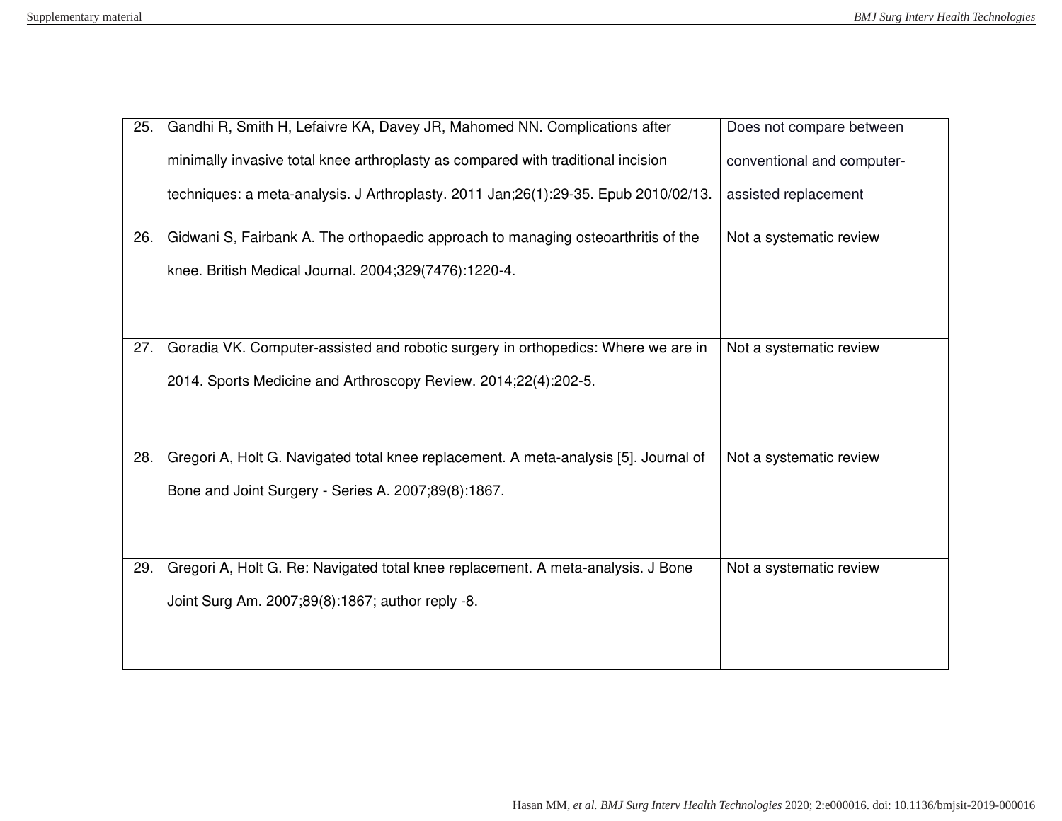| 25. | Gandhi R, Smith H, Lefaivre KA, Davey JR, Mahomed NN. Complications after minimally invasive total knee arthroplasty as compared with traditional incision techniques: a meta-analysis. J Arthroplasty. 2011 Jan;26(1):29-35. Epub 2010/02/13. | Does not compare between conventional and computer-assisted replacement |
|---|---|---|
| 26. | Gidwani S, Fairbank A. The orthopaedic approach to managing osteoarthritis of the knee. British Medical Journal. 2004;329(7476):1220-4. | Not a systematic review |
| 27. | Goradia VK. Computer-assisted and robotic surgery in orthopedics: Where we are in 2014. Sports Medicine and Arthroscopy Review. 2014;22(4):202-5. | Not a systematic review |
| 28. | Gregori A, Holt G. Navigated total knee replacement. A meta-analysis [5]. Journal of Bone and Joint Surgery - Series A. 2007;89(8):1867. | Not a systematic review |
| 29. | Gregori A, Holt G. Re: Navigated total knee replacement. A meta-analysis. J Bone Joint Surg Am. 2007;89(8):1867; author reply -8. | Not a systematic review |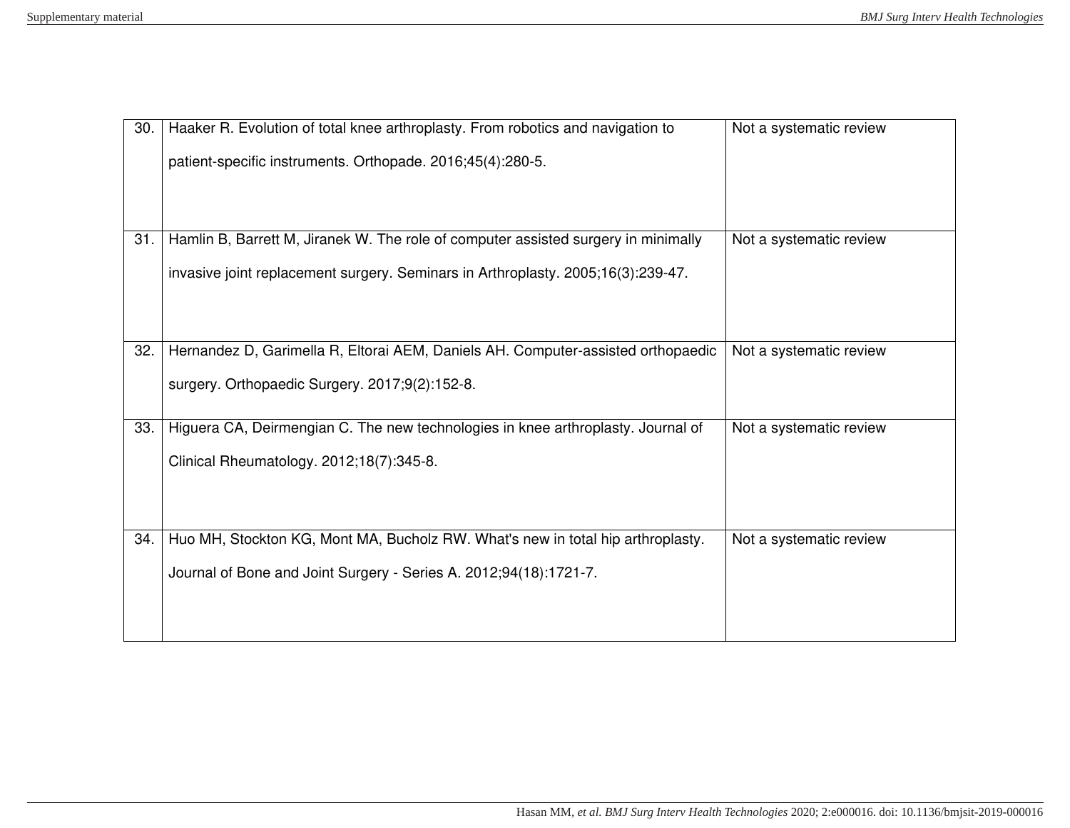| | | |
|---|---|---|
| 30. | Haaker R. Evolution of total knee arthroplasty. From robotics and navigation to patient-specific instruments. Orthopade. 2016;45(4):280-5. | Not a systematic review |
| 31. | Hamlin B, Barrett M, Jiranek W. The role of computer assisted surgery in minimally invasive joint replacement surgery. Seminars in Arthroplasty. 2005;16(3):239-47. | Not a systematic review |
| 32. | Hernandez D, Garimella R, Eltorai AEM, Daniels AH. Computer-assisted orthopaedic surgery. Orthopaedic Surgery. 2017;9(2):152-8. | Not a systematic review |
| 33. | Higuera CA, Deirmengian C. The new technologies in knee arthroplasty. Journal of Clinical Rheumatology. 2012;18(7):345-8. | Not a systematic review |
| 34. | Huo MH, Stockton KG, Mont MA, Bucholz RW. What's new in total hip arthroplasty. Journal of Bone and Joint Surgery - Series A. 2012;94(18):1721-7. | Not a systematic review |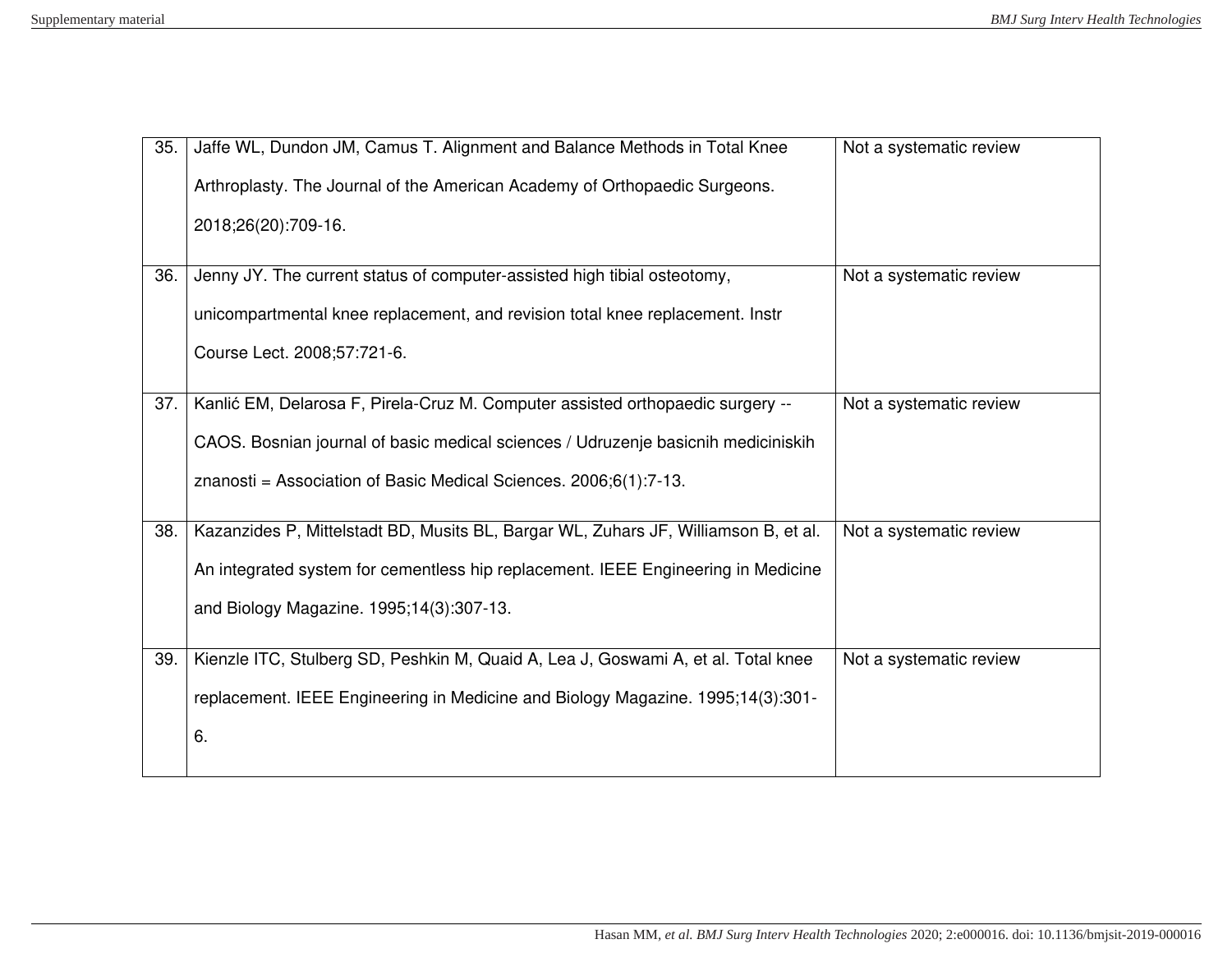| | | |
|---|---|---|
| 35. | Jaffe WL, Dundon JM, Camus T. Alignment and Balance Methods in Total Knee Arthroplasty. The Journal of the American Academy of Orthopaedic Surgeons. 2018;26(20):709-16. | Not a systematic review |
| 36. | Jenny JY. The current status of computer-assisted high tibial osteotomy, unicompartmental knee replacement, and revision total knee replacement. Instr Course Lect. 2008;57:721-6. | Not a systematic review |
| 37. | Kanlić EM, Delarosa F, Pirela-Cruz M. Computer assisted orthopaedic surgery -- CAOS. Bosnian journal of basic medical sciences / Udruzenje basicnih mediciniskih znanosti = Association of Basic Medical Sciences. 2006;6(1):7-13. | Not a systematic review |
| 38. | Kazanzides P, Mittelstadt BD, Musits BL, Bargar WL, Zuhars JF, Williamson B, et al. An integrated system for cementless hip replacement. IEEE Engineering in Medicine and Biology Magazine. 1995;14(3):307-13. | Not a systematic review |
| 39. | Kienzle ITC, Stulberg SD, Peshkin M, Quaid A, Lea J, Goswami A, et al. Total knee replacement. IEEE Engineering in Medicine and Biology Magazine. 1995;14(3):301-6. | Not a systematic review |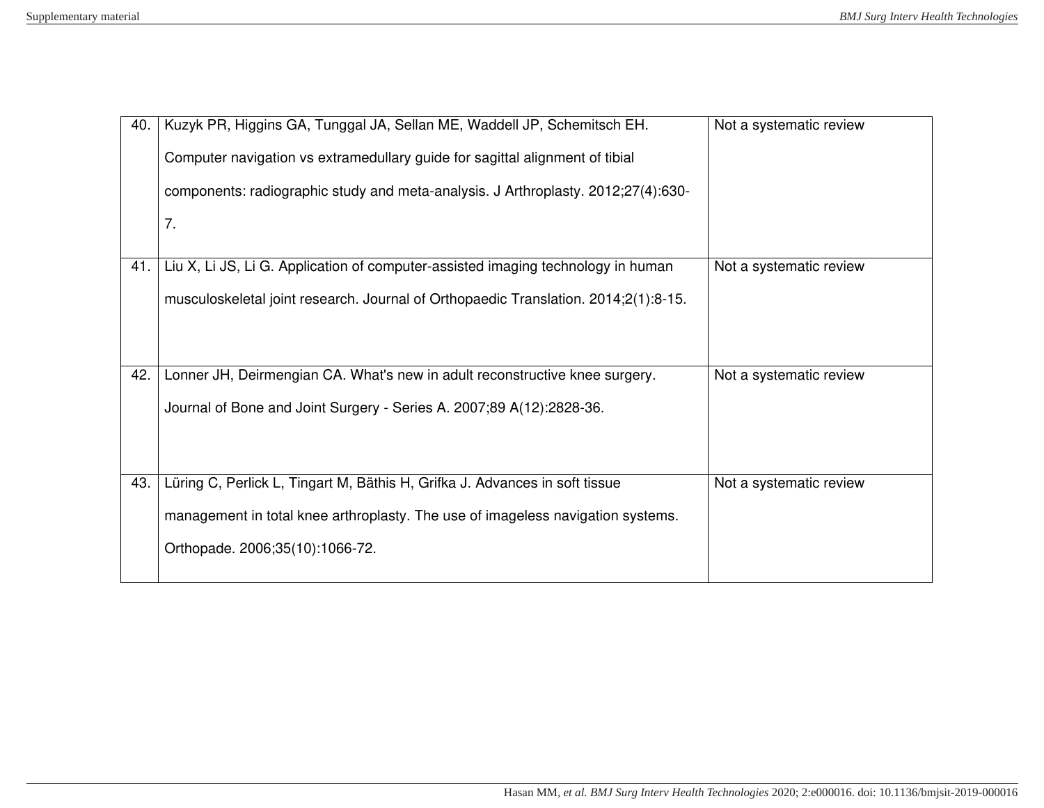| | | |
|---|---|---|
| 40. | Kuzyk PR, Higgins GA, Tunggal JA, Sellan ME, Waddell JP, Schemitsch EH. Computer navigation vs extramedullary guide for sagittal alignment of tibial components: radiographic study and meta-analysis. J Arthroplasty. 2012;27(4):630-7. | Not a systematic review |
| 41. | Liu X, Li JS, Li G. Application of computer-assisted imaging technology in human musculoskeletal joint research. Journal of Orthopaedic Translation. 2014;2(1):8-15. | Not a systematic review |
| 42. | Lonner JH, Deirmengian CA. What's new in adult reconstructive knee surgery. Journal of Bone and Joint Surgery - Series A. 2007;89 A(12):2828-36. | Not a systematic review |
| 43. | Lüring C, Perlick L, Tingart M, Bäthis H, Grifka J. Advances in soft tissue management in total knee arthroplasty. The use of imageless navigation systems. Orthopade. 2006;35(10):1066-72. | Not a systematic review |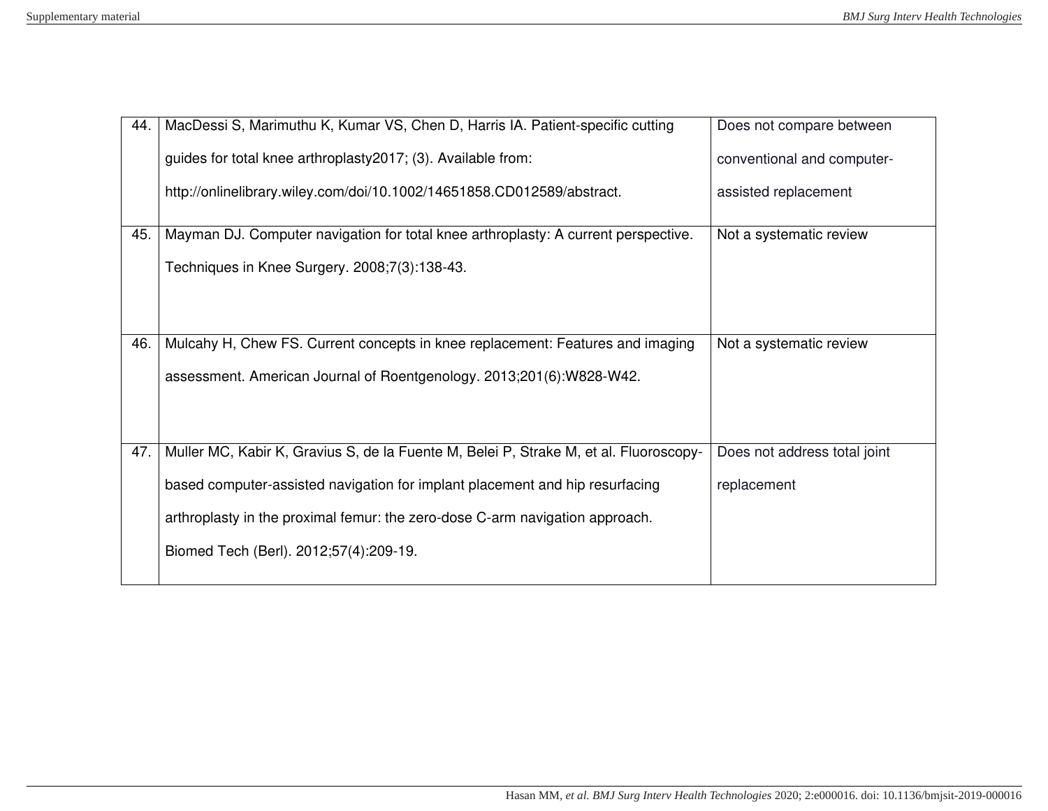| | | |
|---|---|---|
| 44. | MacDessi S, Marimuthu K, Kumar VS, Chen D, Harris IA. Patient-specific cutting guides for total knee arthroplasty2017; (3). Available from: http://onlinelibrary.wiley.com/doi/10.1002/14651858.CD012589/abstract. | Does not compare between conventional and computer-assisted replacement |
| 45. | Mayman DJ. Computer navigation for total knee arthroplasty: A current perspective. Techniques in Knee Surgery. 2008;7(3):138-43. | Not a systematic review |
| 46. | Mulcahy H, Chew FS. Current concepts in knee replacement: Features and imaging assessment. American Journal of Roentgenology. 2013;201(6):W828-W42. | Not a systematic review |
| 47. | Muller MC, Kabir K, Gravius S, de la Fuente M, Belei P, Strake M, et al. Fluoroscopy-based computer-assisted navigation for implant placement and hip resurfacing arthroplasty in the proximal femur: the zero-dose C-arm navigation approach. Biomed Tech (Berl). 2012;57(4):209-19. | Does not address total joint replacement |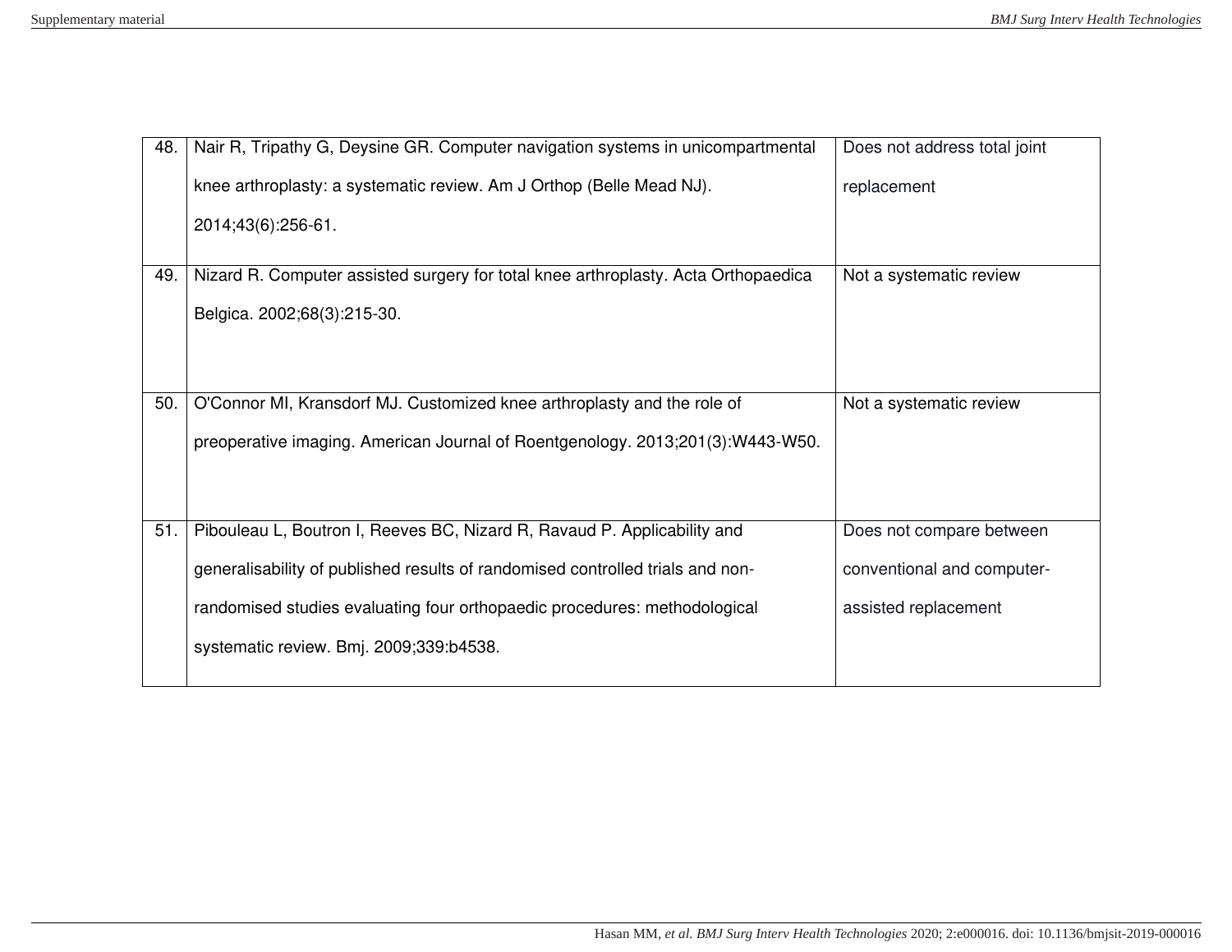| 48. | Nair R, Tripathy G, Deysine GR. Computer navigation systems in unicompartmental knee arthroplasty: a systematic review. Am J Orthop (Belle Mead NJ). 2014;43(6):256-61. | Does not address total joint replacement |
|---|---|---|
| 49. | Nizard R. Computer assisted surgery for total knee arthroplasty. Acta Orthopaedica Belgica. 2002;68(3):215-30. | Not a systematic review |
| 50. | O'Connor MI, Kransdorf MJ. Customized knee arthroplasty and the role of preoperative imaging. American Journal of Roentgenology. 2013;201(3):W443-W50. | Not a systematic review |
| 51. | Pibouleau L, Boutron I, Reeves BC, Nizard R, Ravaud P. Applicability and generalisability of published results of randomised controlled trials and non-randomised studies evaluating four orthopaedic procedures: methodological systematic review. Bmj. 2009;339:b4538. | Does not compare between conventional and computer-assisted replacement |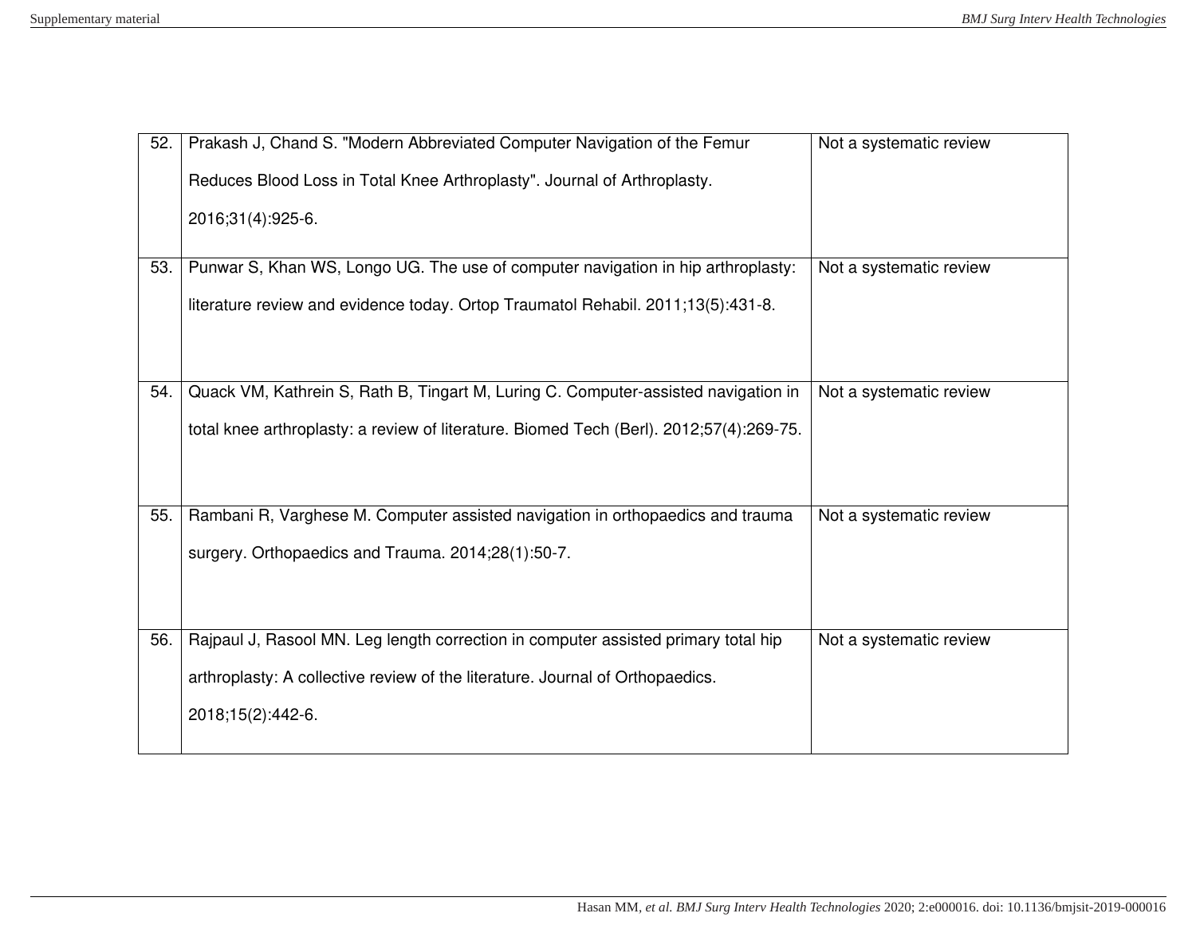| | | |
|---|---|---|
| 52. | Prakash J, Chand S. "Modern Abbreviated Computer Navigation of the Femur Reduces Blood Loss in Total Knee Arthroplasty". Journal of Arthroplasty. 2016;31(4):925-6. | Not a systematic review |
| 53. | Punwar S, Khan WS, Longo UG. The use of computer navigation in hip arthroplasty: literature review and evidence today. Ortop Traumatol Rehabil. 2011;13(5):431-8. | Not a systematic review |
| 54. | Quack VM, Kathrein S, Rath B, Tingart M, Luring C. Computer-assisted navigation in total knee arthroplasty: a review of literature. Biomed Tech (Berl). 2012;57(4):269-75. | Not a systematic review |
| 55. | Rambani R, Varghese M. Computer assisted navigation in orthopaedics and trauma surgery. Orthopaedics and Trauma. 2014;28(1):50-7. | Not a systematic review |
| 56. | Rajpaul J, Rasool MN. Leg length correction in computer assisted primary total hip arthroplasty: A collective review of the literature. Journal of Orthopaedics. 2018;15(2):442-6. | Not a systematic review |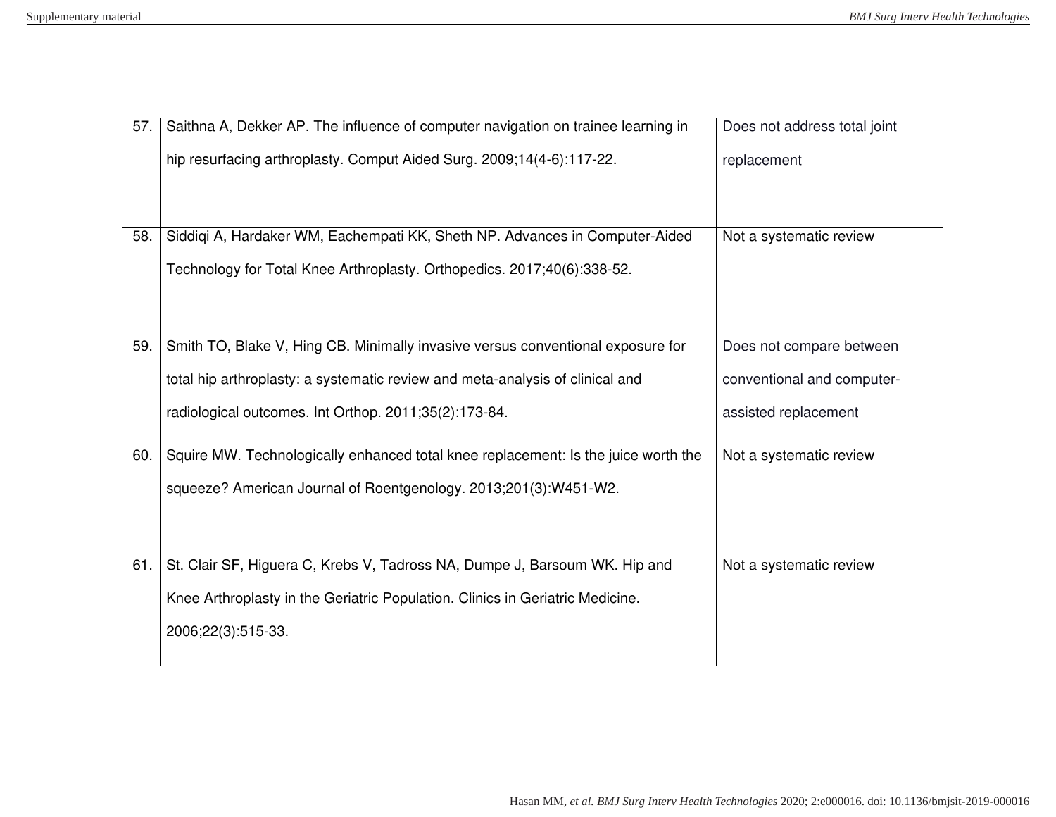| | | |
|---|---|---|
| 57. | Saithna A, Dekker AP. The influence of computer navigation on trainee learning in hip resurfacing arthroplasty. Comput Aided Surg. 2009;14(4-6):117-22. | Does not address total joint replacement |
| 58. | Siddiqi A, Hardaker WM, Eachempati KK, Sheth NP. Advances in Computer-Aided Technology for Total Knee Arthroplasty. Orthopedics. 2017;40(6):338-52. | Not a systematic review |
| 59. | Smith TO, Blake V, Hing CB. Minimally invasive versus conventional exposure for total hip arthroplasty: a systematic review and meta-analysis of clinical and radiological outcomes. Int Orthop. 2011;35(2):173-84. | Does not compare between conventional and computer-assisted replacement |
| 60. | Squire MW. Technologically enhanced total knee replacement: Is the juice worth the squeeze? American Journal of Roentgenology. 2013;201(3):W451-W2. | Not a systematic review |
| 61. | St. Clair SF, Higuera C, Krebs V, Tadross NA, Dumpe J, Barsoum WK. Hip and Knee Arthroplasty in the Geriatric Population. Clinics in Geriatric Medicine. 2006;22(3):515-33. | Not a systematic review |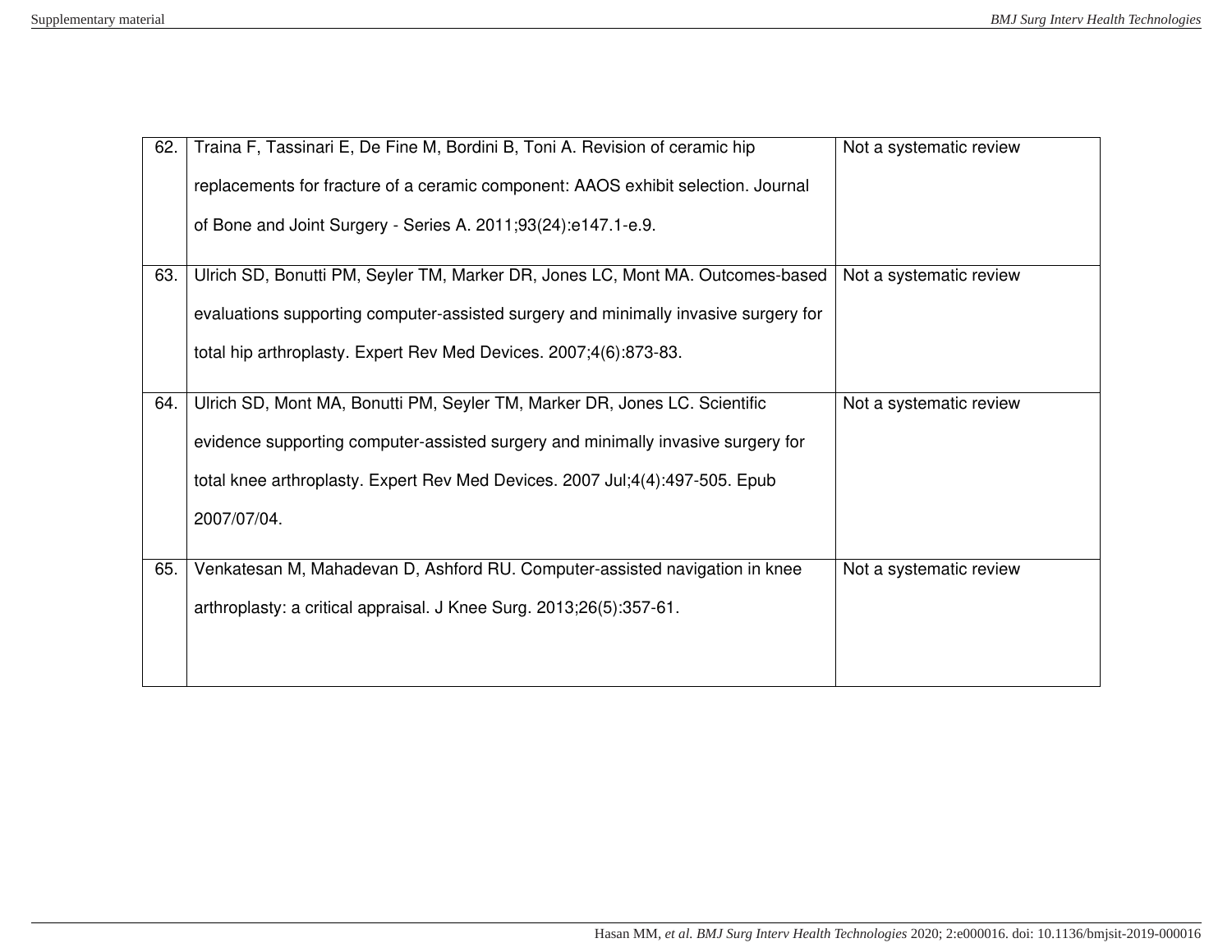| | | |
|---|---|---|
| 62. | Traina F, Tassinari E, De Fine M, Bordini B, Toni A. Revision of ceramic hip replacements for fracture of a ceramic component: AAOS exhibit selection. Journal of Bone and Joint Surgery - Series A. 2011;93(24):e147.1-e.9. | Not a systematic review |
| 63. | Ulrich SD, Bonutti PM, Seyler TM, Marker DR, Jones LC, Mont MA. Outcomes-based evaluations supporting computer-assisted surgery and minimally invasive surgery for total hip arthroplasty. Expert Rev Med Devices. 2007;4(6):873-83. | Not a systematic review |
| 64. | Ulrich SD, Mont MA, Bonutti PM, Seyler TM, Marker DR, Jones LC. Scientific evidence supporting computer-assisted surgery and minimally invasive surgery for total knee arthroplasty. Expert Rev Med Devices. 2007 Jul;4(4):497-505. Epub 2007/07/04. | Not a systematic review |
| 65. | Venkatesan M, Mahadevan D, Ashford RU. Computer-assisted navigation in knee arthroplasty: a critical appraisal. J Knee Surg. 2013;26(5):357-61. | Not a systematic review |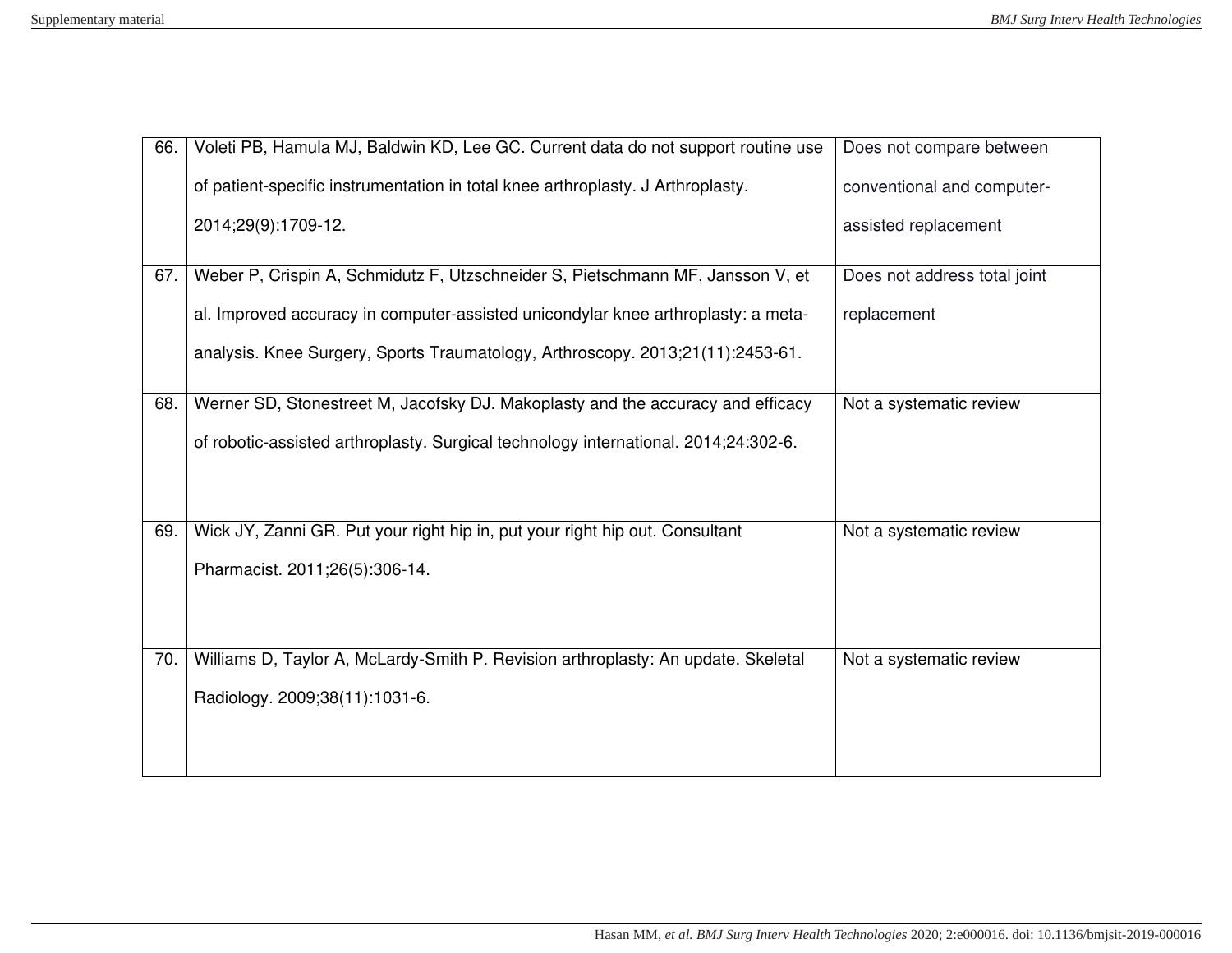| | | |
|---|---|---|
| 66. | Voleti PB, Hamula MJ, Baldwin KD, Lee GC. Current data do not support routine use of patient-specific instrumentation in total knee arthroplasty. J Arthroplasty. 2014;29(9):1709-12. | Does not compare between conventional and computer-assisted replacement |
| 67. | Weber P, Crispin A, Schmidutz F, Utzschneider S, Pietschmann MF, Jansson V, et al. Improved accuracy in computer-assisted unicondylar knee arthroplasty: a meta-analysis. Knee Surgery, Sports Traumatology, Arthroscopy. 2013;21(11):2453-61. | Does not address total joint replacement |
| 68. | Werner SD, Stonestreet M, Jacofsky DJ. Makoplasty and the accuracy and efficacy of robotic-assisted arthroplasty. Surgical technology international. 2014;24:302-6. | Not a systematic review |
| 69. | Wick JY, Zanni GR. Put your right hip in, put your right hip out. Consultant Pharmacist. 2011;26(5):306-14. | Not a systematic review |
| 70. | Williams D, Taylor A, McLardy-Smith P. Revision arthroplasty: An update. Skeletal Radiology. 2009;38(11):1031-6. | Not a systematic review |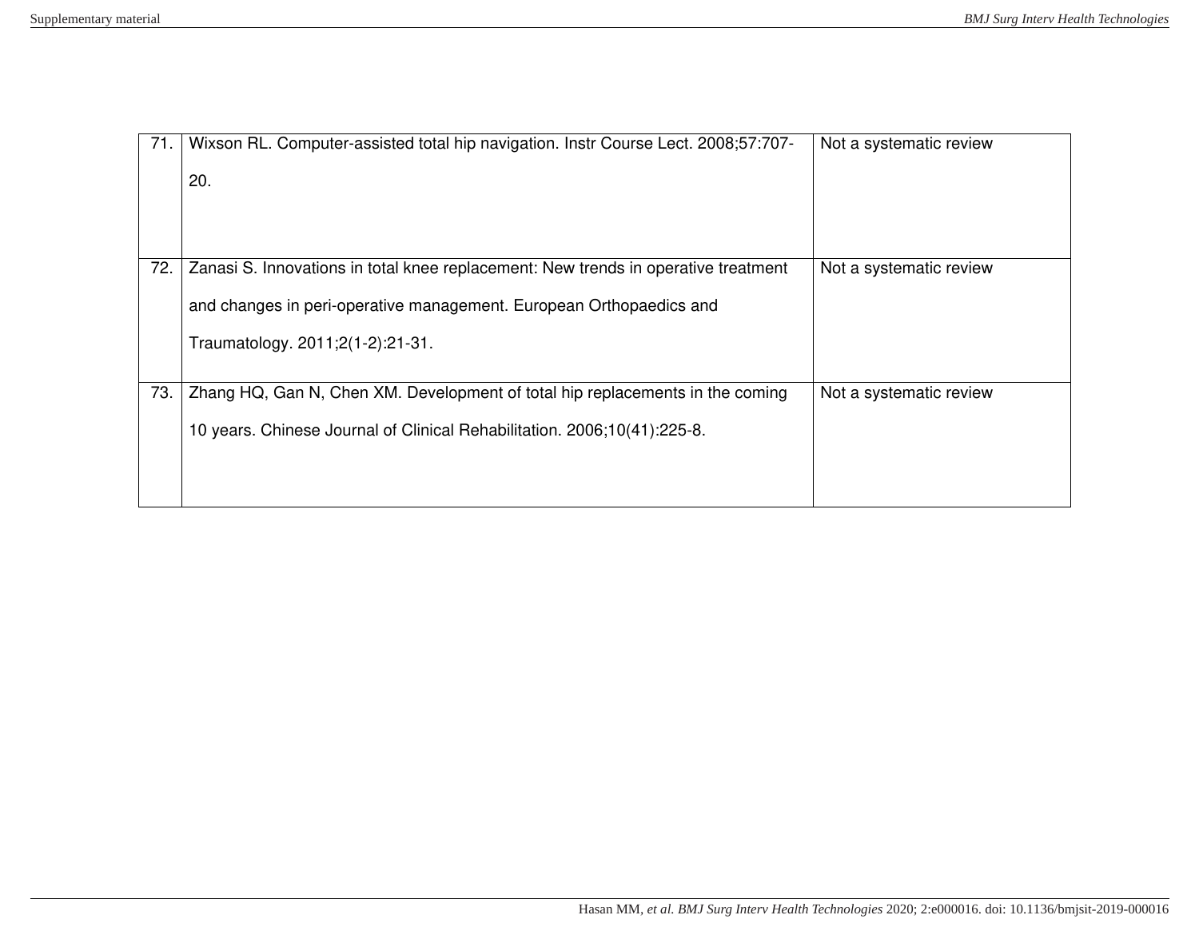| | | |
|---|---|---|
| 71. | Wixson RL. Computer-assisted total hip navigation. Instr Course Lect. 2008;57:707-20. | Not a systematic review |
| 72. | Zanasi S. Innovations in total knee replacement: New trends in operative treatment and changes in peri-operative management. European Orthopaedics and Traumatology. 2011;2(1-2):21-31. | Not a systematic review |
| 73. | Zhang HQ, Gan N, Chen XM. Development of total hip replacements in the coming 10 years. Chinese Journal of Clinical Rehabilitation. 2006;10(41):225-8. | Not a systematic review |